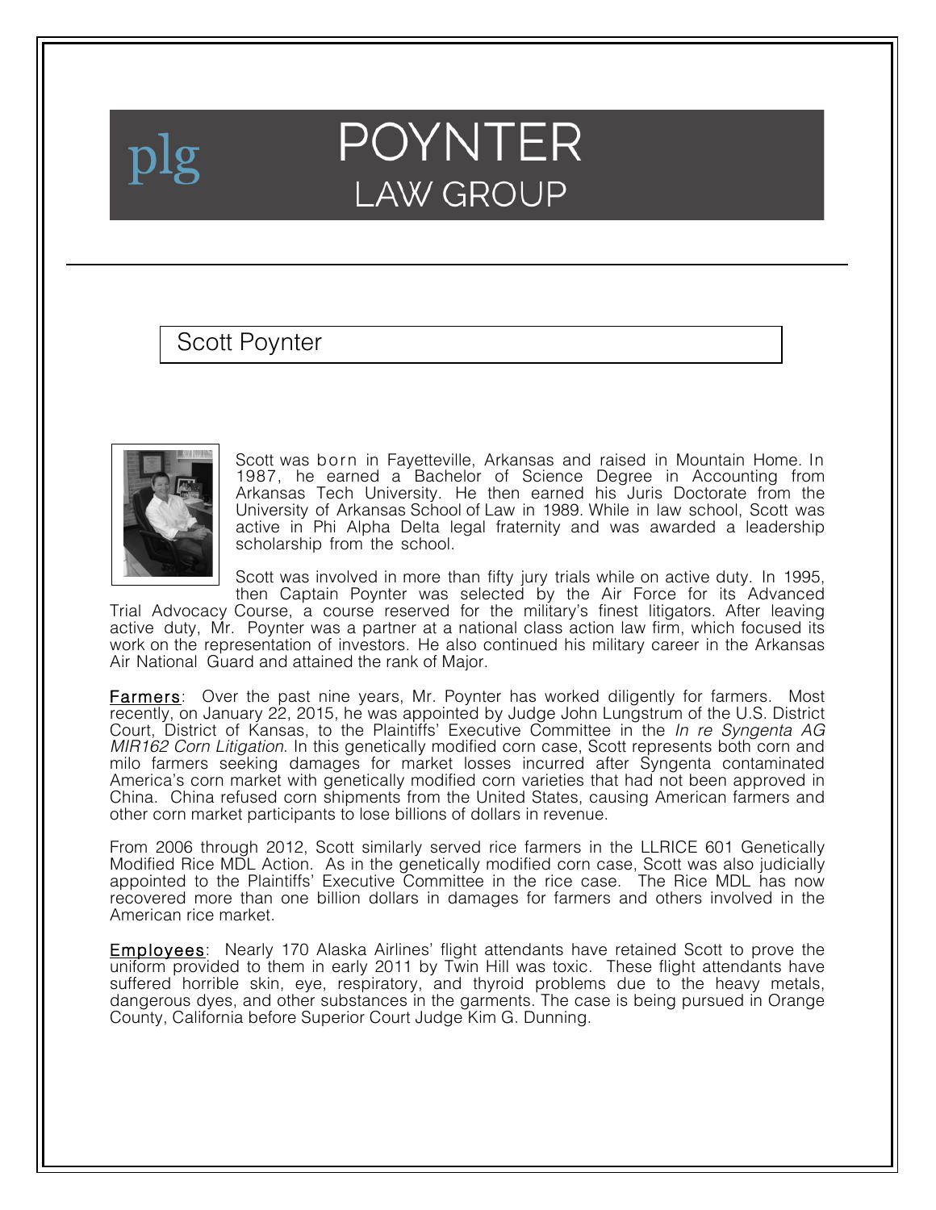# plg POYNTER LAW GROUP

## Scott Poynter

Scott was born in Fayetteville, Arkansas and raised in Mountain Home. In 1987, he earned a Bachelor of Science Degree in Accounting from Arkansas Tech University. He then earned his Juris Doctorate from the University of Arkansas School of Law in 1989. While in law school, Scott was active in Phi Alpha Delta legal fraternity and was awarded a leadership scholarship from the school.

Scott was involved in more than fifty jury trials while on active duty. In 1995, then Captain Poynter was selected by the Air Force for its Advanced Trial Advocacy Course, a course reserved for the military's finest litigators. After leaving active duty, Mr. Poynter was a partner at a national class action law firm, which focused its work on the representation of investors. He also continued his military career in the Arkansas Air National Guard and attained the rank of Major.

**Farmers**: Over the past nine years, Mr. Poynter has worked diligently for farmers. Most recently, on January 22, 2015, he was appointed by Judge John Lungstrum of the U.S. District Court, District of Kansas, to the Plaintiffs' Executive Committee in the *In re Syngenta AG MIR162 Corn Litigation*. In this genetically modified corn case, Scott represents both corn and milo farmers seeking damages for market losses incurred after Syngenta contaminated America's corn market with genetically modified corn varieties that had not been approved in China. China refused corn shipments from the United States, causing American farmers and other corn market participants to lose billions of dollars in revenue.

From 2006 through 2012, Scott similarly served rice farmers in the LLRICE 601 Genetically Modified Rice MDL Action. As in the genetically modified corn case, Scott was also judicially appointed to the Plaintiffs' Executive Committee in the rice case. The Rice MDL has now recovered more than one billion dollars in damages for farmers and others involved in the American rice market.

**Employees**: Nearly 170 Alaska Airlines' flight attendants have retained Scott to prove the uniform provided to them in early 2011 by Twin Hill was toxic. These flight attendants have suffered horrible skin, eye, respiratory, and thyroid problems due to the heavy metals, dangerous dyes, and other substances in the garments. The case is being pursued in Orange County, California before Superior Court Judge Kim G. Dunning.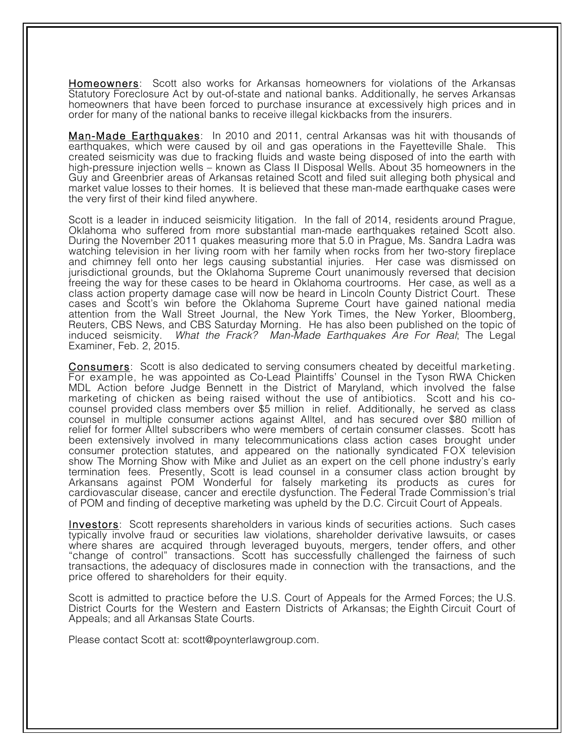<u>**Homeowners**</u>: Scott also works for Arkansas homeowners for violations of the Arkansas Statutory Foreclosure Act by out-of-state and national banks. Additionally, he serves Arkansas homeowners that have been forced to purchase insurance at excessively high prices and in order for many of the national banks to receive illegal kickbacks from the insurers.

<u>**Man-Made Earthquakes**</u>: In 2010 and 2011, central Arkansas was hit with thousands of earthquakes, which were caused by oil and gas operations in the Fayetteville Shale. This created seismicity was due to fracking fluids and waste being disposed of into the earth with high-pressure injection wells – known as Class II Disposal Wells. About 35 homeowners in the Guy and Greenbrier areas of Arkansas retained Scott and filed suit alleging both physical and market value losses to their homes. It is believed that these man-made earthquake cases were the very first of their kind filed anywhere.

Scott is a leader in induced seismicity litigation. In the fall of 2014, residents around Prague, Oklahoma who suffered from more substantial man-made earthquakes retained Scott also. During the November 2011 quakes measuring more that 5.0 in Prague, Ms. Sandra Ladra was watching television in her living room with her family when rocks from her two-story fireplace and chimney fell onto her legs causing substantial injuries. Her case was dismissed on jurisdictional grounds, but the Oklahoma Supreme Court unanimously reversed that decision freeing the way for these cases to be heard in Oklahoma courtrooms. Her case, as well as a class action property damage case will now be heard in Lincoln County District Court. These cases and Scott's win before the Oklahoma Supreme Court have gained national media attention from the Wall Street Journal, the New York Times, the New Yorker, Bloomberg, Reuters, CBS News, and CBS Saturday Morning. He has also been published on the topic of induced seismicity. *What the Frack? Man-Made Earthquakes Are For Real*; The Legal Examiner, Feb. 2, 2015.

<u>**Consumers**</u>: Scott is also dedicated to serving consumers cheated by deceitful marketing. For example, he was appointed as Co-Lead Plaintiffs' Counsel in the Tyson RWA Chicken MDL Action before Judge Bennett in the District of Maryland, which involved the false marketing of chicken as being raised without the use of antibiotics. Scott and his co-counsel provided class members over $5 million in relief. Additionally, he served as class counsel in multiple consumer actions against Alltel, and has secured over $80 million of relief for former Alltel subscribers who were members of certain consumer classes. Scott has been extensively involved in many telecommunications class action cases brought under consumer protection statutes, and appeared on the nationally syndicated FOX television show The Morning Show with Mike and Juliet as an expert on the cell phone industry's early termination fees. Presently, Scott is lead counsel in a consumer class action brought by Arkansans against POM Wonderful for falsely marketing its products as cures for cardiovascular disease, cancer and erectile dysfunction. The Federal Trade Commission's trial of POM and finding of deceptive marketing was upheld by the D.C. Circuit Court of Appeals.

<u>**Investors**</u>: Scott represents shareholders in various kinds of securities actions. Such cases typically involve fraud or securities law violations, shareholder derivative lawsuits, or cases where shares are acquired through leveraged buyouts, mergers, tender offers, and other "change of control" transactions. Scott has successfully challenged the fairness of such transactions, the adequacy of disclosures made in connection with the transactions, and the price offered to shareholders for their equity.

Scott is admitted to practice before the U.S. Court of Appeals for the Armed Forces; the U.S. District Courts for the Western and Eastern Districts of Arkansas; the Eighth Circuit Court of Appeals; and all Arkansas State Courts.

Please contact Scott at: scott@poynterlawgroup.com.